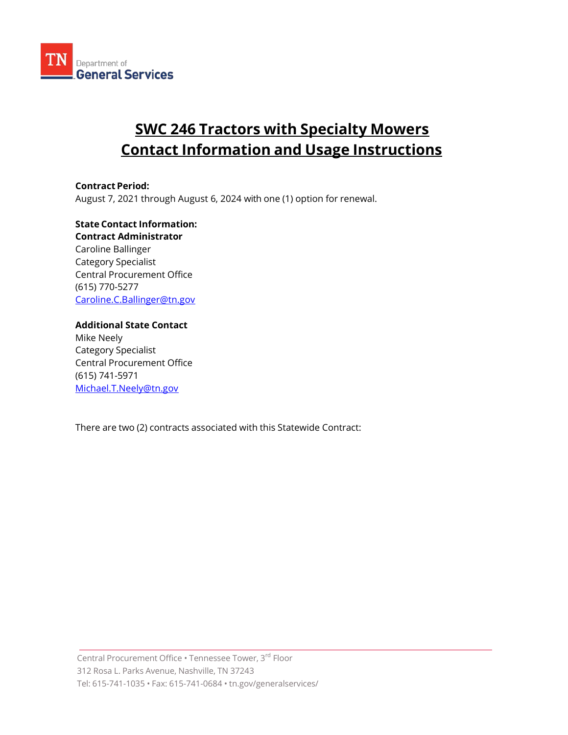# SWC 246 Tractors with Specialty Mowers Contact Information and Usage Instructions

**Contract Period:**
August 7, 2021 through August 6, 2024 with one (1) option for renewal.

**State Contact Information:**
**Contract Administrator**
Caroline Ballinger
Category Specialist
Central Procurement Office
(615) 770-5277
Caroline.C.Ballinger@tn.gov

**Additional State Contact**
Mike Neely
Category Specialist
Central Procurement Office
(615) 741-5971
Michael.T.Neely@tn.gov

There are two (2) contracts associated with this Statewide Contract: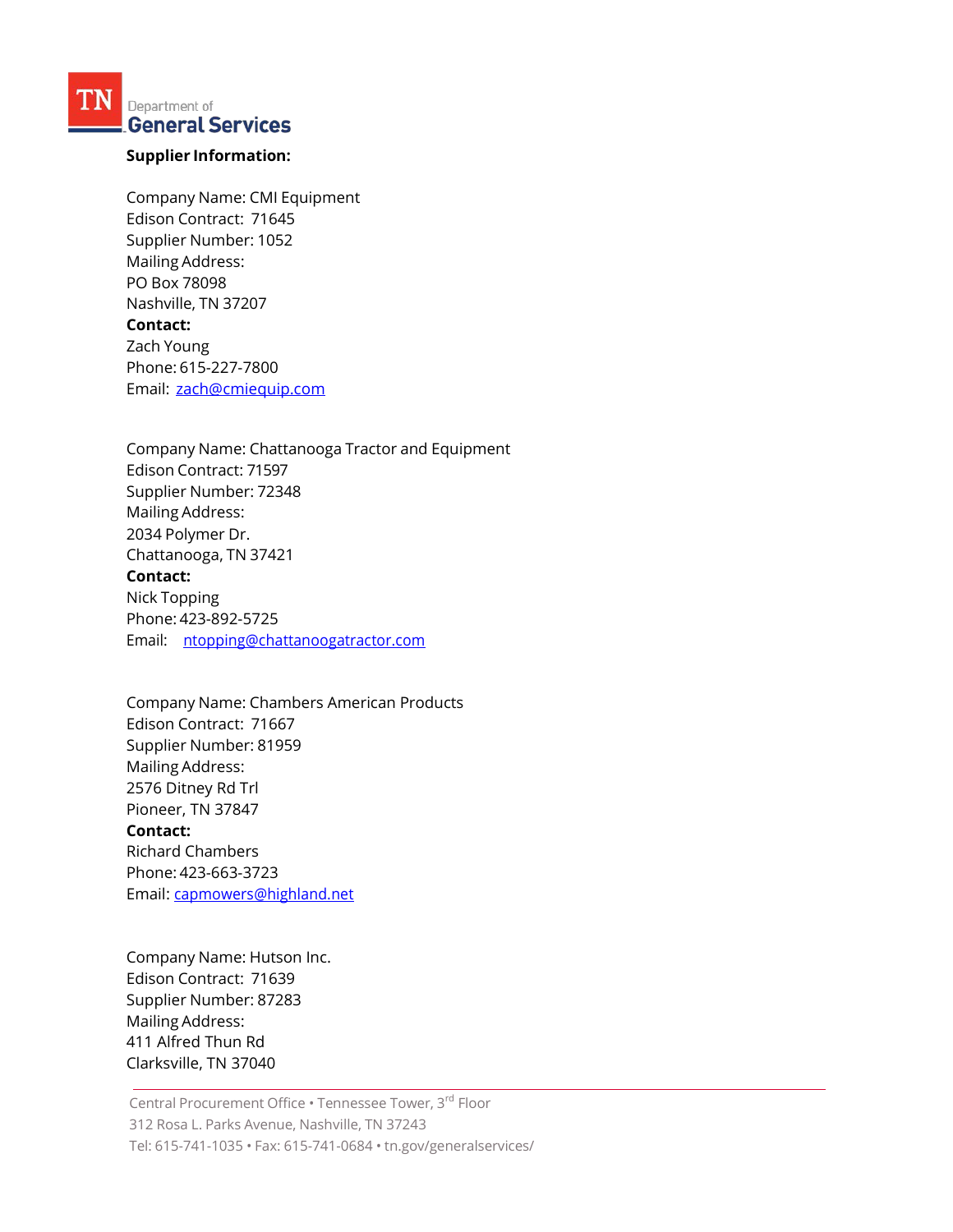**Supplier Information:**

Company Name: CMI Equipment
Edison Contract: 71645
Supplier Number: 1052
Mailing Address:
PO Box 78098
Nashville, TN 37207
**Contact:**
Zach Young
Phone: 615-227-7800
Email: zach@cmiequip.com

Company Name: Chattanooga Tractor and Equipment
Edison Contract: 71597
Supplier Number: 72348
Mailing Address:
2034 Polymer Dr.
Chattanooga, TN 37421
**Contact:**
Nick Topping
Phone: 423-892-5725
Email: ntopping@chattanoogatractor.com

Company Name: Chambers American Products
Edison Contract: 71667
Supplier Number: 81959
Mailing Address:
2576 Ditney Rd Trl
Pioneer, TN 37847
**Contact:**
Richard Chambers
Phone: 423-663-3723
Email: capmowers@highland.net

Company Name: Hutson Inc.
Edison Contract: 71639
Supplier Number: 87283
Mailing Address:
411 Alfred Thun Rd
Clarksville, TN 37040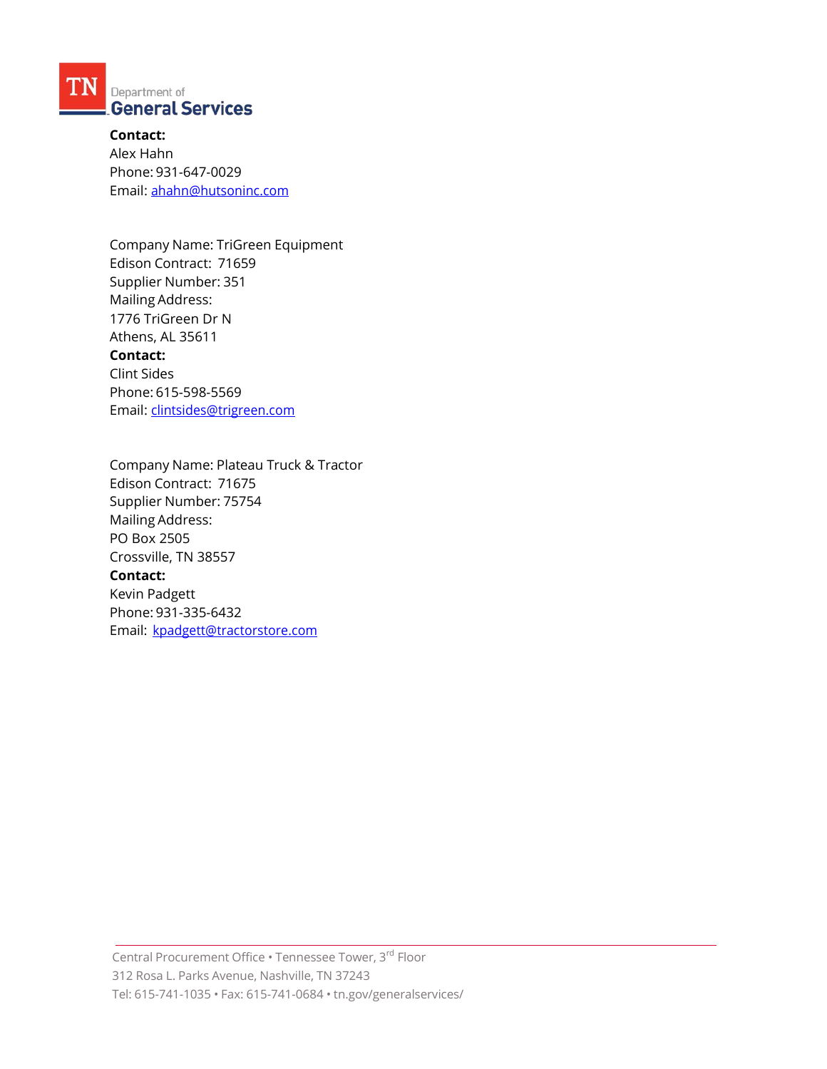**Contact:**
Alex Hahn
Phone: 931-647-0029
Email: [ahahn@hutsoninc.com](mailto:ahahn@hutsoninc.com)

Company Name: TriGreen Equipment
Edison Contract: 71659
Supplier Number: 351
Mailing Address:
1776 TriGreen Dr N
Athens, AL 35611
**Contact:**
Clint Sides
Phone: 615-598-5569
Email: [clintsides@trigreen.com](mailto:clintsides@trigreen.com)

Company Name: Plateau Truck & Tractor
Edison Contract: 71675
Supplier Number: 75754
Mailing Address:
PO Box 2505
Crossville, TN 38557
**Contact:**
Kevin Padgett
Phone: 931-335-6432
Email: [kpadgett@tractorstore.com](mailto:kpadgett@tractorstore.com)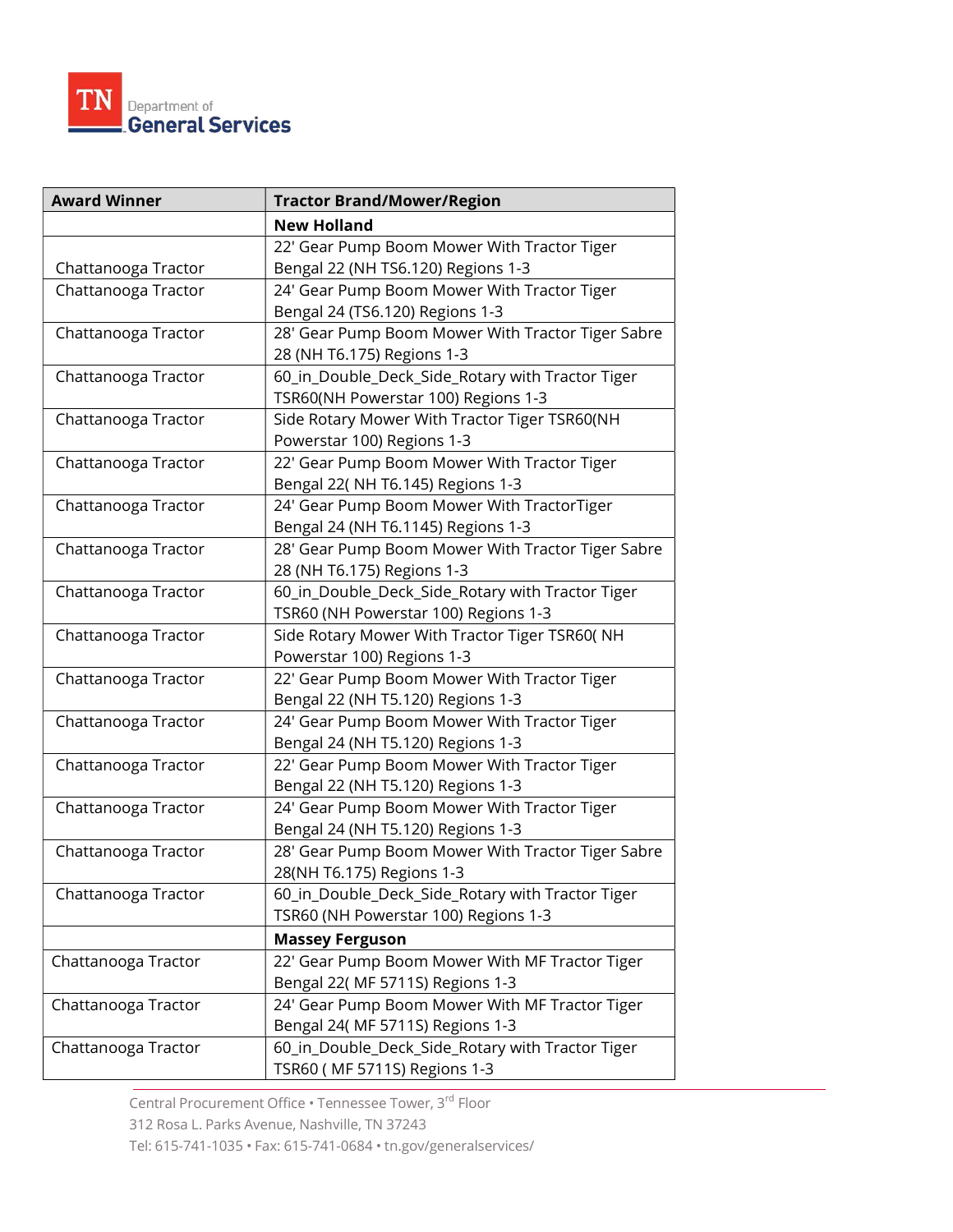| Award Winner | Tractor Brand/Mower/Region |
|---|---|
| | **New Holland** |
| Chattanooga Tractor | 22' Gear Pump Boom Mower With Tractor Tiger Bengal 22 (NH TS6.120) Regions 1-3 |
| Chattanooga Tractor | 24' Gear Pump Boom Mower With Tractor Tiger Bengal 24 (TS6.120) Regions 1-3 |
| Chattanooga Tractor | 28' Gear Pump Boom Mower With Tractor Tiger Sabre 28 (NH T6.175) Regions 1-3 |
| Chattanooga Tractor | 60_in_Double_Deck_Side_Rotary with Tractor Tiger TSR60(NH Powerstar 100) Regions 1-3 |
| Chattanooga Tractor | Side Rotary Mower With Tractor Tiger TSR60(NH Powerstar 100) Regions 1-3 |
| Chattanooga Tractor | 22' Gear Pump Boom Mower With Tractor Tiger Bengal 22( NH T6.145) Regions 1-3 |
| Chattanooga Tractor | 24' Gear Pump Boom Mower With TractorTiger Bengal 24 (NH T6.1145) Regions 1-3 |
| Chattanooga Tractor | 28' Gear Pump Boom Mower With Tractor Tiger Sabre 28 (NH T6.175) Regions 1-3 |
| Chattanooga Tractor | 60_in_Double_Deck_Side_Rotary with Tractor Tiger TSR60 (NH Powerstar 100) Regions 1-3 |
| Chattanooga Tractor | Side Rotary Mower With Tractor Tiger TSR60( NH Powerstar 100) Regions 1-3 |
| Chattanooga Tractor | 22' Gear Pump Boom Mower With Tractor Tiger Bengal 22 (NH T5.120) Regions 1-3 |
| Chattanooga Tractor | 24' Gear Pump Boom Mower With Tractor Tiger Bengal 24 (NH T5.120) Regions 1-3 |
| Chattanooga Tractor | 22' Gear Pump Boom Mower With Tractor Tiger Bengal 22 (NH T5.120) Regions 1-3 |
| Chattanooga Tractor | 24' Gear Pump Boom Mower With Tractor Tiger Bengal 24 (NH T5.120) Regions 1-3 |
| Chattanooga Tractor | 28' Gear Pump Boom Mower With Tractor Tiger Sabre 28(NH T6.175) Regions 1-3 |
| Chattanooga Tractor | 60_in_Double_Deck_Side_Rotary with Tractor Tiger TSR60 (NH Powerstar 100) Regions 1-3 |
| | **Massey Ferguson** |
| Chattanooga Tractor | 22' Gear Pump Boom Mower With MF Tractor Tiger Bengal 22( MF 5711S) Regions 1-3 |
| Chattanooga Tractor | 24' Gear Pump Boom Mower With MF Tractor Tiger Bengal 24( MF 5711S) Regions 1-3 |
| Chattanooga Tractor | 60_in_Double_Deck_Side_Rotary with Tractor Tiger TSR60 ( MF 5711S) Regions 1-3 |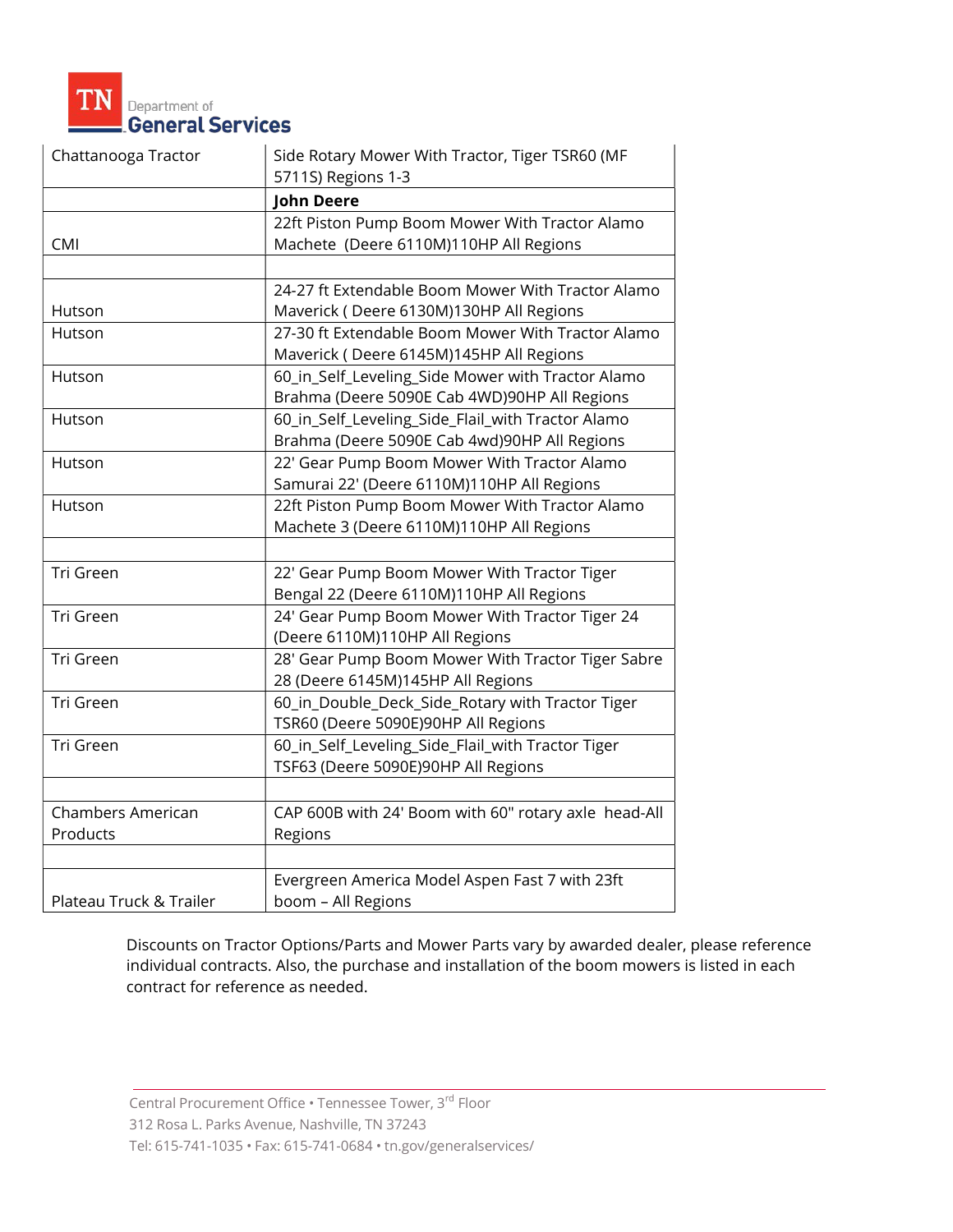| | |
|---|---|
| Chattanooga Tractor | Side Rotary Mower With Tractor, Tiger TSR60 (MF 5711S) Regions 1-3 |
| | **John Deere** |
| CMI | 22ft Piston Pump Boom Mower With Tractor Alamo Machete (Deere 6110M)110HP All Regions |
| | |
| Hutson | 24-27 ft Extendable Boom Mower With Tractor Alamo Maverick ( Deere 6130M)130HP All Regions |
| Hutson | 27-30 ft Extendable Boom Mower With Tractor Alamo Maverick ( Deere 6145M)145HP All Regions |
| Hutson | 60_in_Self_Leveling_Side Mower with Tractor Alamo Brahma (Deere 5090E Cab 4WD)90HP All Regions |
| Hutson | 60_in_Self_Leveling_Side_Flail_with Tractor Alamo Brahma (Deere 5090E Cab 4wd)90HP All Regions |
| Hutson | 22' Gear Pump Boom Mower With Tractor Alamo Samurai 22' (Deere 6110M)110HP All Regions |
| Hutson | 22ft Piston Pump Boom Mower With Tractor Alamo Machete 3 (Deere 6110M)110HP All Regions |
| | |
| Tri Green | 22' Gear Pump Boom Mower With Tractor Tiger Bengal 22 (Deere 6110M)110HP All Regions |
| Tri Green | 24' Gear Pump Boom Mower With Tractor Tiger 24 (Deere 6110M)110HP All Regions |
| Tri Green | 28' Gear Pump Boom Mower With Tractor Tiger Sabre 28 (Deere 6145M)145HP All Regions |
| Tri Green | 60_in_Double_Deck_Side_Rotary with Tractor Tiger TSR60 (Deere 5090E)90HP All Regions |
| Tri Green | 60_in_Self_Leveling_Side_Flail_with Tractor Tiger TSF63 (Deere 5090E)90HP All Regions |
| | |
| Chambers American Products | CAP 600B with 24' Boom with 60" rotary axle head-All Regions |
| | |
| Plateau Truck & Trailer | Evergreen America Model Aspen Fast 7 with 23ft boom – All Regions |

Discounts on Tractor Options/Parts and Mower Parts vary by awarded dealer, please reference individual contracts. Also, the purchase and installation of the boom mowers is listed in each contract for reference as needed.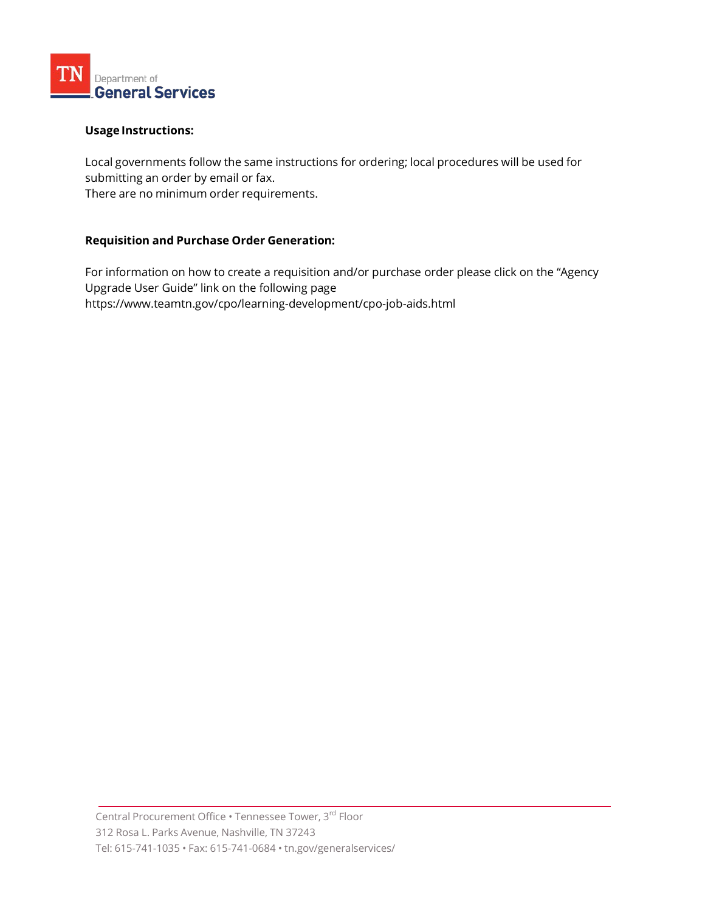**Usage Instructions:**

Local governments follow the same instructions for ordering; local procedures will be used for submitting an order by email or fax.
There are no minimum order requirements.

**Requisition and Purchase Order Generation:**

For information on how to create a requisition and/or purchase order please click on the "Agency Upgrade User Guide" link on the following page
https://www.teamtn.gov/cpo/learning-development/cpo-job-aids.html